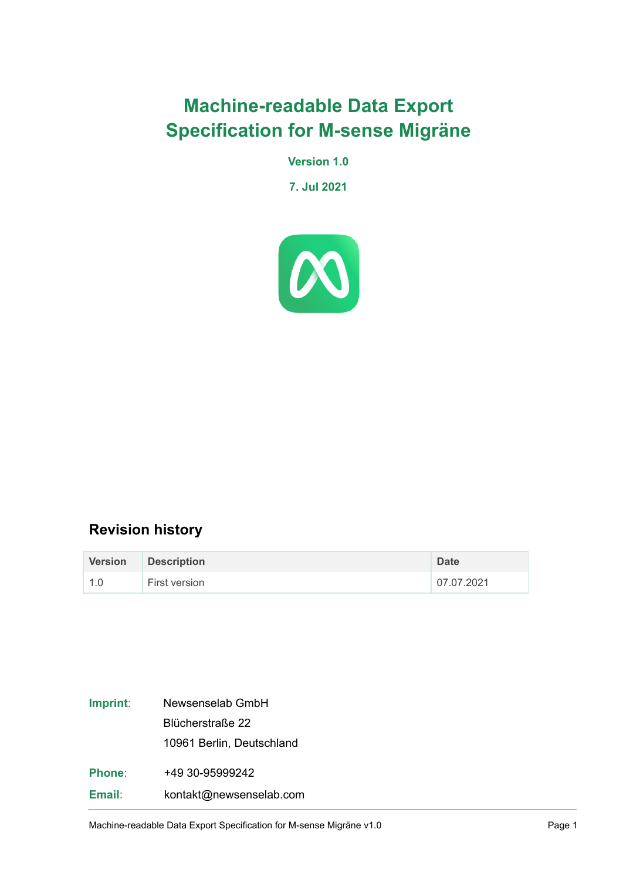# Machine-readable Data Export Specification for M-sense Migräne

**Version 1.0**

**7. Jul 2021**

## Revision history

| Version | Description | Date |
|---|---|---|
| 1.0 | First version | 07.07.2021 |

**Imprint**: Newsenselab GmbH
Blücherstraße 22
10961 Berlin, Deutschland

**Phone**: +49 30-95999242

**Email**: kontakt@newsenselab.com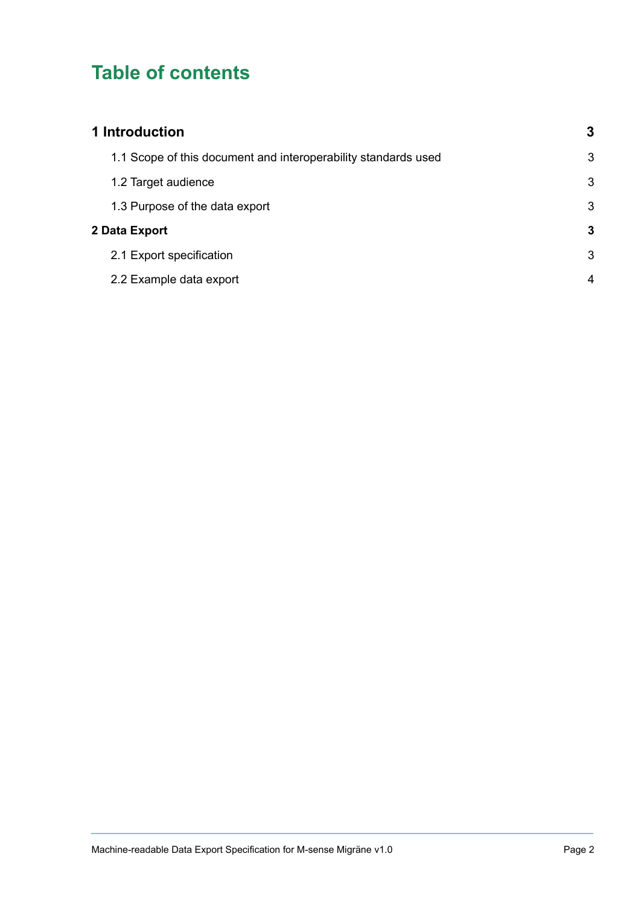# Table of contents

| | |
|---|---|
| **1 Introduction** | **3** |
| 1.1 Scope of this document and interoperability standards used | 3 |
| 1.2 Target audience | 3 |
| 1.3 Purpose of the data export | 3 |
| **2 Data Export** | **3** |
| 2.1 Export specification | 3 |
| 2.2 Example data export | 4 |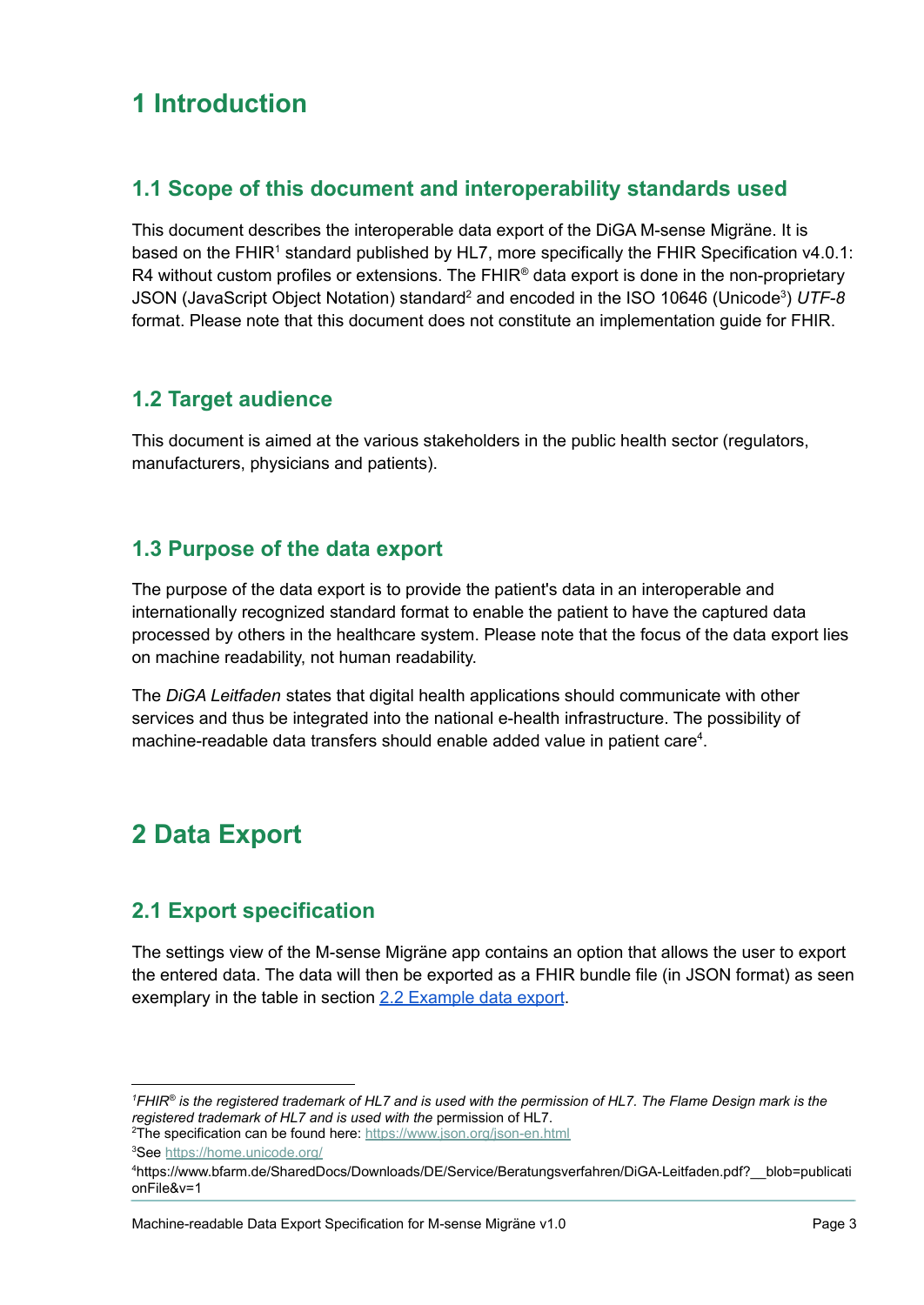# 1 Introduction

## 1.1 Scope of this document and interoperability standards used

This document describes the interoperable data export of the DiGA M-sense Migräne. It is based on the FHIR[1] standard published by HL7, more specifically the FHIR Specification v4.0.1: R4 without custom profiles or extensions. The FHIR® data export is done in the non-proprietary JSON (JavaScript Object Notation) standard[2] and encoded in the ISO 10646 (Unicode[3]) *UTF-8* format. Please note that this document does not constitute an implementation guide for FHIR.

## 1.2 Target audience

This document is aimed at the various stakeholders in the public health sector (regulators, manufacturers, physicians and patients).

## 1.3 Purpose of the data export

The purpose of the data export is to provide the patient's data in an interoperable and internationally recognized standard format to enable the patient to have the captured data processed by others in the healthcare system. Please note that the focus of the data export lies on machine readability, not human readability.

The *DiGA Leitfaden* states that digital health applications should communicate with other services and thus be integrated into the national e-health infrastructure. The possibility of machine-readable data transfers should enable added value in patient care[4].

# 2 Data Export

## 2.1 Export specification

The settings view of the M-sense Migräne app contains an option that allows the user to export the entered data. The data will then be exported as a FHIR bundle file (in JSON format) as seen exemplary in the table in section [2.2 Example data export](#).

---

[1] *FHIR® is the registered trademark of HL7 and is used with the permission of HL7. The Flame Design mark is the registered trademark of HL7 and is used with the* permission of HL7.

[2] The specification can be found here: https://www.json.org/json-en.html

[3] See https://home.unicode.org/

[4] https://www.bfarm.de/SharedDocs/Downloads/DE/Service/Beratungsverfahren/DiGA-Leitfaden.pdf?__blob=publicationFile&v=1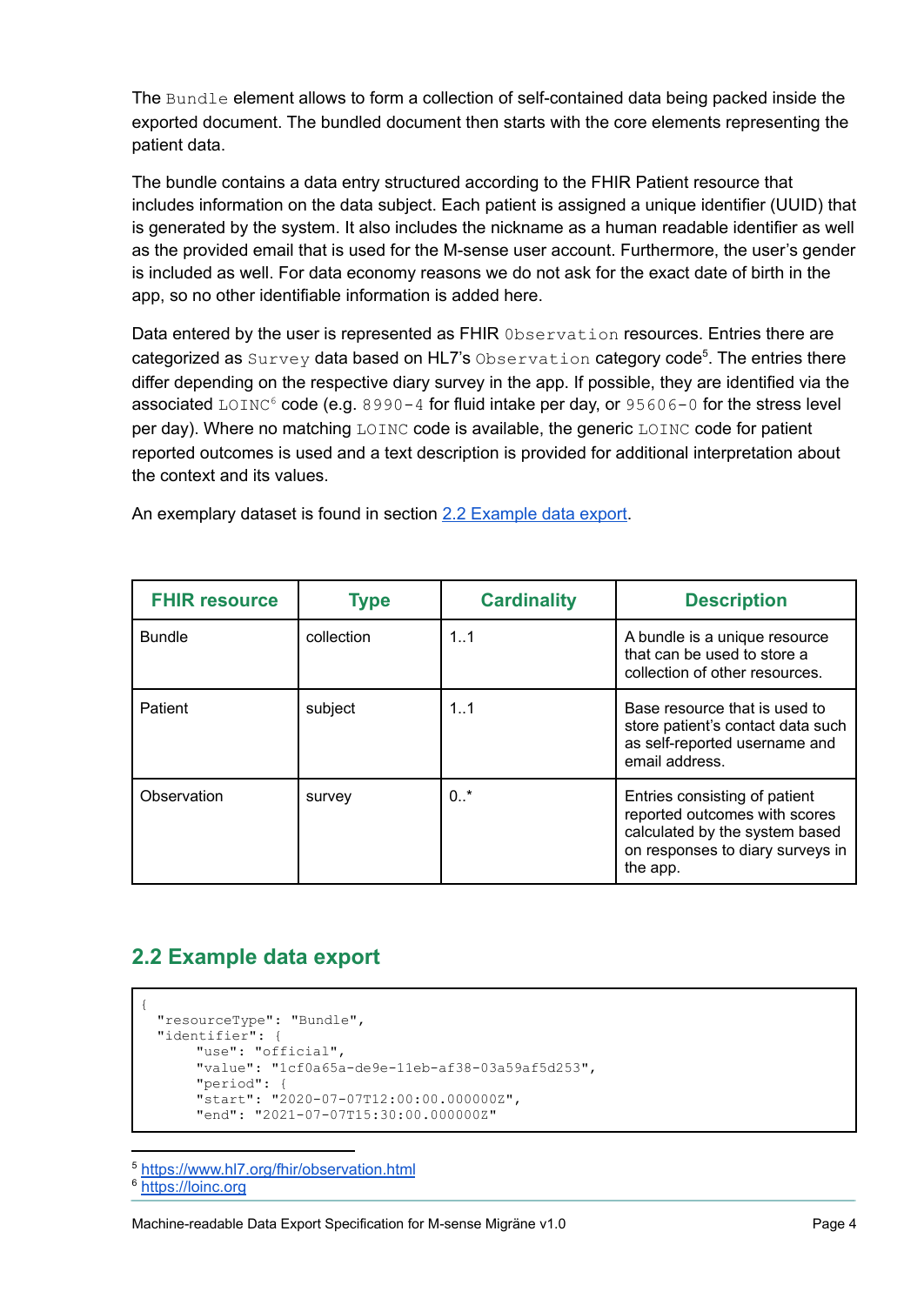The `Bundle` element allows to form a collection of self-contained data being packed inside the exported document. The bundled document then starts with the core elements representing the patient data.

The bundle contains a data entry structured according to the FHIR Patient resource that includes information on the data subject. Each patient is assigned a unique identifier (UUID) that is generated by the system. It also includes the nickname as a human readable identifier as well as the provided email that is used for the M-sense user account. Furthermore, the user's gender is included as well. For data economy reasons we do not ask for the exact date of birth in the app, so no other identifiable information is added here.

Data entered by the user is represented as FHIR `Observation` resources. Entries there are categorized as `Survey` data based on HL7's `Observation` category code[5]. The entries there differ depending on the respective diary survey in the app. If possible, they are identified via the associated `LOINC`[6] code (e.g. `8990-4` for fluid intake per day, or `95606-0` for the stress level per day). Where no matching `LOINC` code is available, the generic `LOINC` code for patient reported outcomes is used and a text description is provided for additional interpretation about the context and its values.

An exemplary dataset is found in section 2.2 Example data export.

| FHIR resource | Type | Cardinality | Description |
|---|---|---|---|
| Bundle | collection | 1..1 | A bundle is a unique resource that can be used to store a collection of other resources. |
| Patient | subject | 1..1 | Base resource that is used to store patient's contact data such as self-reported username and email address. |
| Observation | survey | 0..* | Entries consisting of patient reported outcomes with scores calculated by the system based on responses to diary surveys in the app. |

## 2.2 Example data export

```
{
  "resourceType": "Bundle",
  "identifier": {
       "use": "official",
       "value": "1cf0a65a-de9e-11eb-af38-03a59af5d253",
       "period": {
       "start": "2020-07-07T12:00:00.000000Z",
       "end": "2021-07-07T15:30:00.000000Z"
```

[5] https://www.hl7.org/fhir/observation.html
[6] https://loinc.org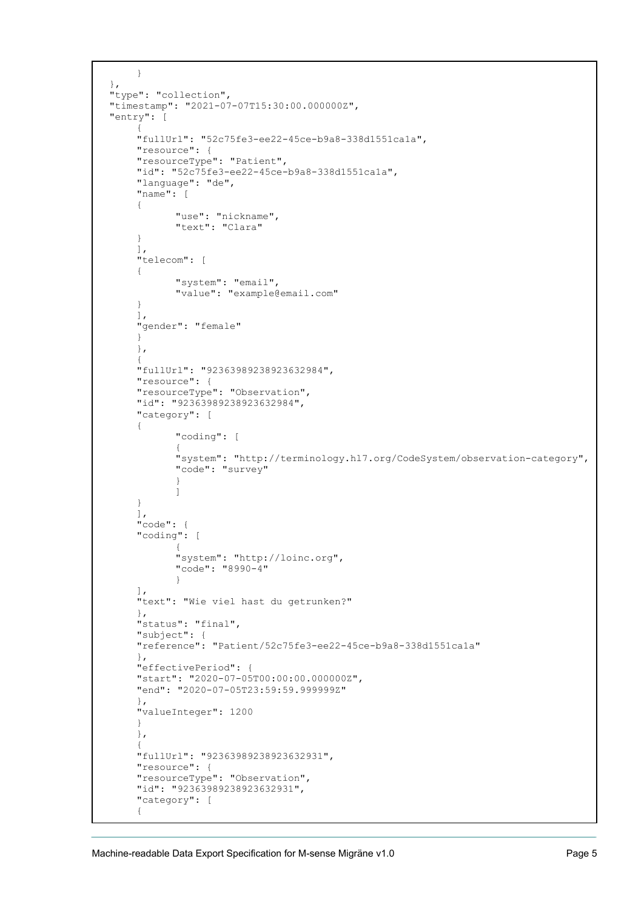```
        }
    },
    "type": "collection",
    "timestamp": "2021-07-07T15:30:00.000000Z",
    "entry": [
        {
        "fullUrl": "52c75fe3-ee22-45ce-b9a8-338d1551ca1a",
        "resource": {
        "resourceType": "Patient",
        "id": "52c75fe3-ee22-45ce-b9a8-338d1551ca1a",
        "language": "de",
        "name": [
        {
                "use": "nickname",
                "text": "Clara"
        }
        ],
        "telecom": [
        {
                "system": "email",
                "value": "example@email.com"
        }
        ],
        "gender": "female"
        }
        },
        {
        "fullUrl": "92363989238923632984",
        "resource": {
        "resourceType": "Observation",
        "id": "92363989238923632984",
        "category": [
        {
                "coding": [
                {
                "system": "http://terminology.hl7.org/CodeSystem/observation-category",
                "code": "survey"
                }
                ]
        }
        ],
        "code": {
        "coding": [
                {
                "system": "http://loinc.org",
                "code": "8990-4"
                }
        ],
        "text": "Wie viel hast du getrunken?"
        },
        "status": "final",
        "subject": {
        "reference": "Patient/52c75fe3-ee22-45ce-b9a8-338d1551ca1a"
        },
        "effectivePeriod": {
        "start": "2020-07-05T00:00:00.000000Z",
        "end": "2020-07-05T23:59:59.999999Z"
        },
        "valueInteger": 1200
        }
        },
        {
        "fullUrl": "92363989238923632931",
        "resource": {
        "resourceType": "Observation",
        "id": "92363989238923632931",
        "category": [
        {
```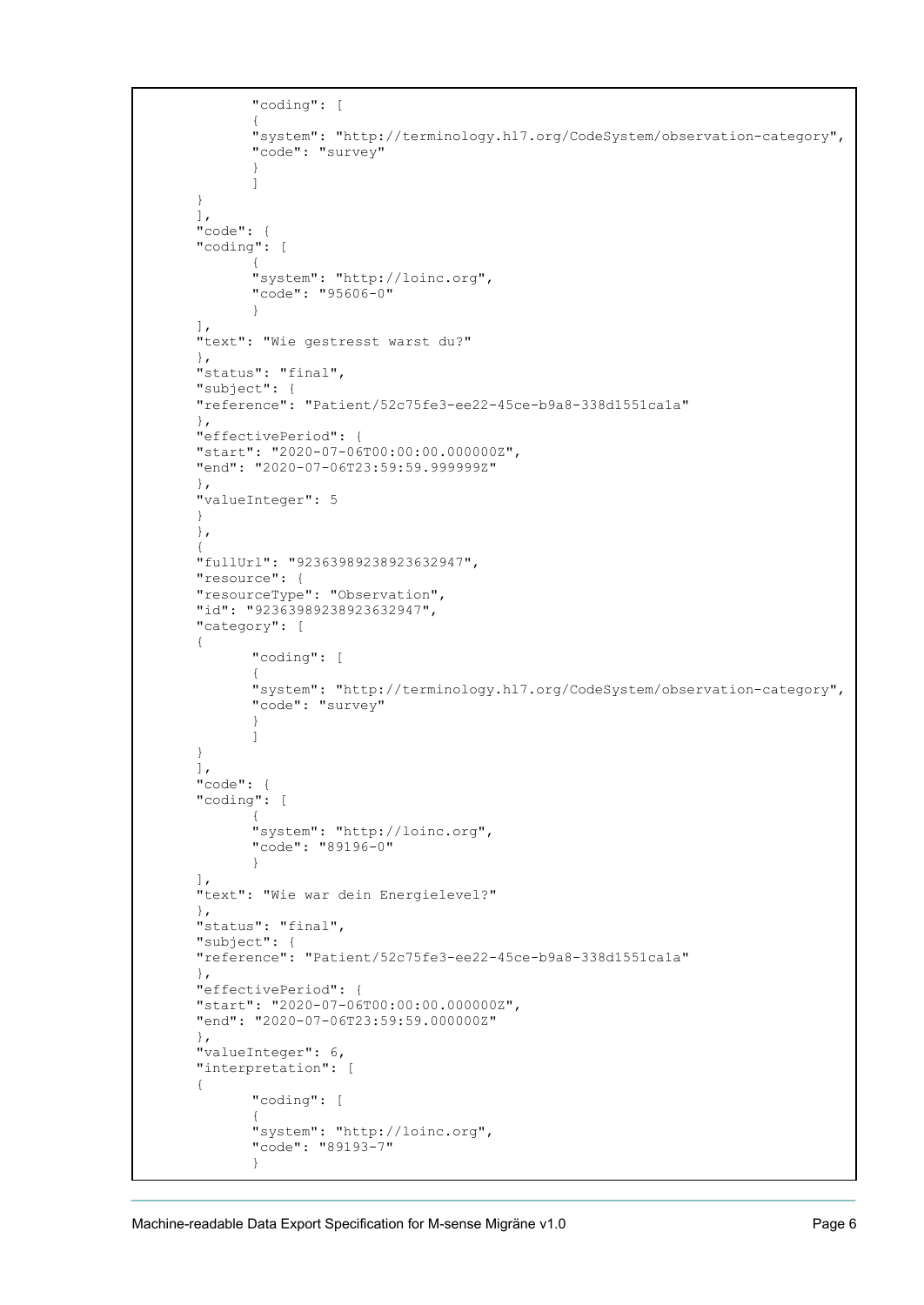```
        "coding": [
        {
        "system": "http://terminology.hl7.org/CodeSystem/observation-category",
        "code": "survey"
        }
        ]
    }
    ],
    "code": {
    "coding": [
        {
        "system": "http://loinc.org",
        "code": "95606-0"
        }
    ],
    "text": "Wie gestresst warst du?"
    },
    "status": "final",
    "subject": {
    "reference": "Patient/52c75fe3-ee22-45ce-b9a8-338d1551ca1a"
    },
    "effectivePeriod": {
    "start": "2020-07-06T00:00:00.000000Z",
    "end": "2020-07-06T23:59:59.999999Z"
    },
    "valueInteger": 5
    }
    },
    {
    "fullUrl": "92363989238923632947",
    "resource": {
    "resourceType": "Observation",
    "id": "92363989238923632947",
    "category": [
    {
        "coding": [
        {
        "system": "http://terminology.hl7.org/CodeSystem/observation-category",
        "code": "survey"
        }
        ]
    }
    ],
    "code": {
    "coding": [
        {
        "system": "http://loinc.org",
        "code": "89196-0"
        }
    ],
    "text": "Wie war dein Energielevel?"
    },
    "status": "final",
    "subject": {
    "reference": "Patient/52c75fe3-ee22-45ce-b9a8-338d1551ca1a"
    },
    "effectivePeriod": {
    "start": "2020-07-06T00:00:00.000000Z",
    "end": "2020-07-06T23:59:59.000000Z"
    },
    "valueInteger": 6,
    "interpretation": [
    {
        "coding": [
        {
        "system": "http://loinc.org",
        "code": "89193-7"
        }
```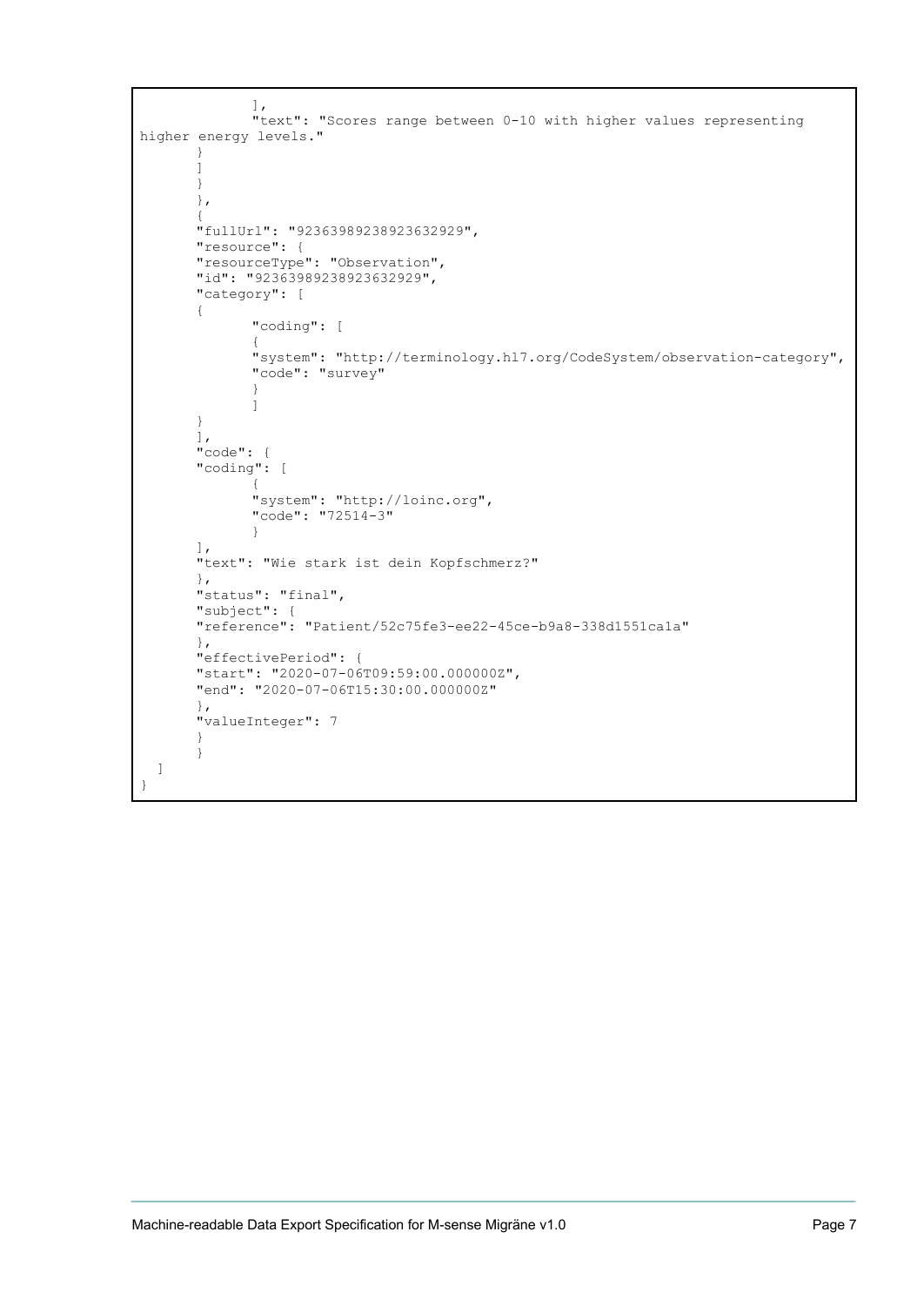```
              ],
              "text": "Scores range between 0-10 with higher values representing
higher energy levels."
       }
       ]
       }
       },
       {
       "fullUrl": "92363989238923632929",
       "resource": {
       "resourceType": "Observation",
       "id": "92363989238923632929",
       "category": [
       {
              "coding": [
              {
              "system": "http://terminology.hl7.org/CodeSystem/observation-category",
              "code": "survey"
              }
              ]
       }
       ],
       "code": {
       "coding": [
              {
              "system": "http://loinc.org",
              "code": "72514-3"
              }
       ],
       "text": "Wie stark ist dein Kopfschmerz?"
       },
       "status": "final",
       "subject": {
       "reference": "Patient/52c75fe3-ee22-45ce-b9a8-338d1551ca1a"
       },
       "effectivePeriod": {
       "start": "2020-07-06T09:59:00.000000Z",
       "end": "2020-07-06T15:30:00.000000Z"
       },
       "valueInteger": 7
       }
       }
  ]
}
```